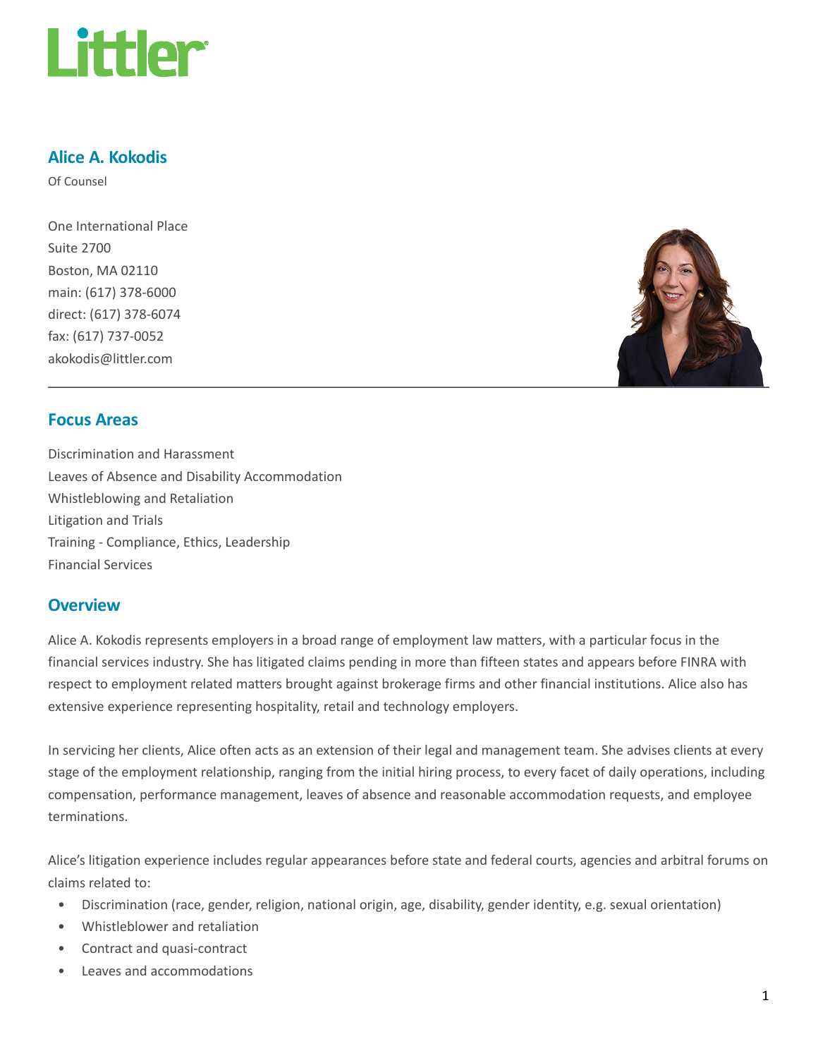# Littler

## Alice A. Kokodis

Of Counsel

One International Place
Suite 2700
Boston, MA 02110
main: (617) 378-6000
direct: (617) 378-6074
fax: (617) 737-0052
akokodis@littler.com

## Focus Areas

Discrimination and Harassment
Leaves of Absence and Disability Accommodation
Whistleblowing and Retaliation
Litigation and Trials
Training - Compliance, Ethics, Leadership
Financial Services

## Overview

Alice A. Kokodis represents employers in a broad range of employment law matters, with a particular focus in the financial services industry. She has litigated claims pending in more than fifteen states and appears before FINRA with respect to employment related matters brought against brokerage firms and other financial institutions. Alice also has extensive experience representing hospitality, retail and technology employers.

In servicing her clients, Alice often acts as an extension of their legal and management team. She advises clients at every stage of the employment relationship, ranging from the initial hiring process, to every facet of daily operations, including compensation, performance management, leaves of absence and reasonable accommodation requests, and employee terminations.

Alice's litigation experience includes regular appearances before state and federal courts, agencies and arbitral forums on claims related to:

- Discrimination (race, gender, religion, national origin, age, disability, gender identity, e.g. sexual orientation)
- Whistleblower and retaliation
- Contract and quasi-contract
- Leaves and accommodations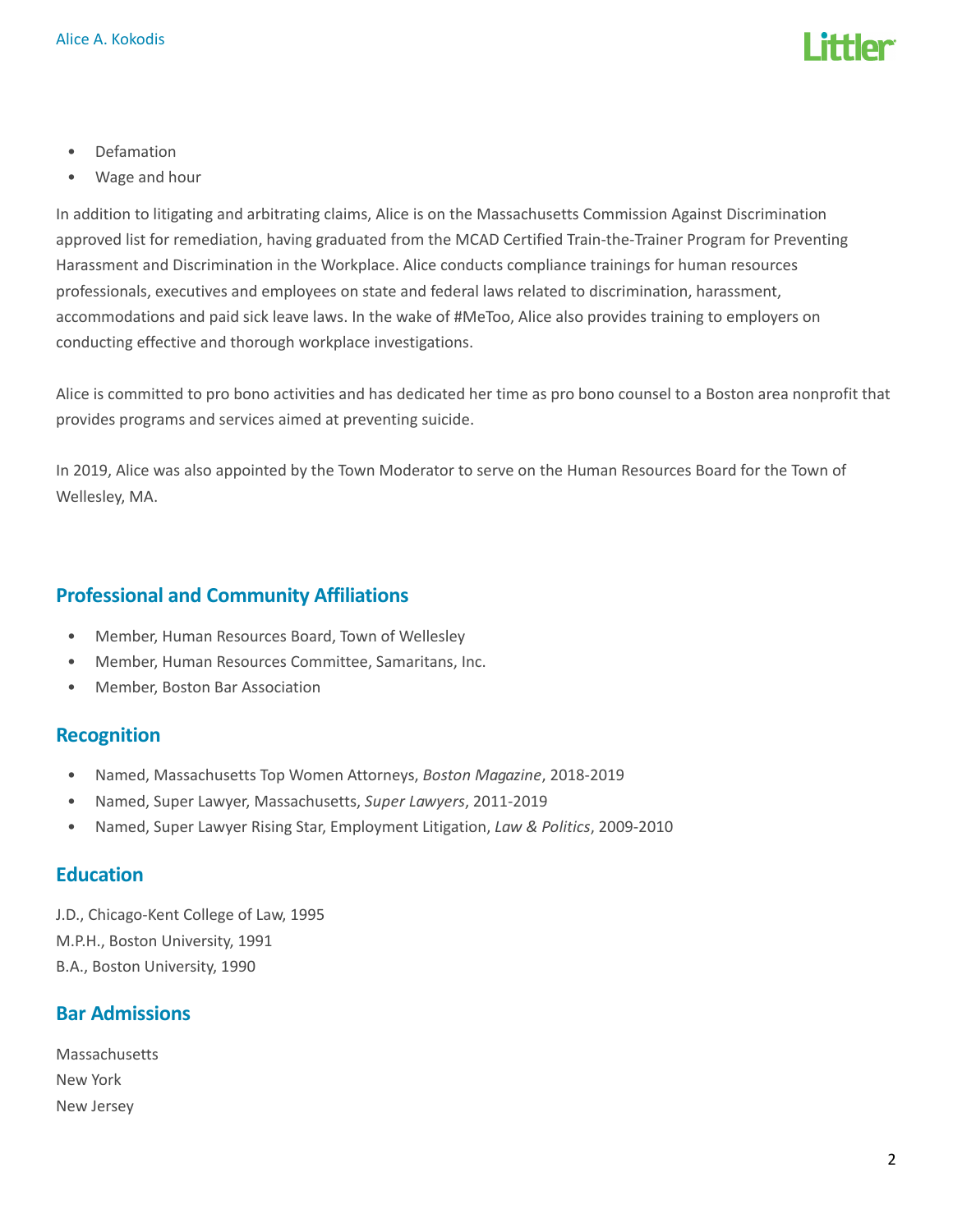- Defamation
- Wage and hour

In addition to litigating and arbitrating claims, Alice is on the Massachusetts Commission Against Discrimination approved list for remediation, having graduated from the MCAD Certified Train-the-Trainer Program for Preventing Harassment and Discrimination in the Workplace. Alice conducts compliance trainings for human resources professionals, executives and employees on state and federal laws related to discrimination, harassment, accommodations and paid sick leave laws. In the wake of #MeToo, Alice also provides training to employers on conducting effective and thorough workplace investigations.

Alice is committed to pro bono activities and has dedicated her time as pro bono counsel to a Boston area nonprofit that provides programs and services aimed at preventing suicide.

In 2019, Alice was also appointed by the Town Moderator to serve on the Human Resources Board for the Town of Wellesley, MA.

## Professional and Community Affiliations

- Member, Human Resources Board, Town of Wellesley
- Member, Human Resources Committee, Samaritans, Inc.
- Member, Boston Bar Association

## Recognition

- Named, Massachusetts Top Women Attorneys, *Boston Magazine*, 2018-2019
- Named, Super Lawyer, Massachusetts, *Super Lawyers*, 2011-2019
- Named, Super Lawyer Rising Star, Employment Litigation, *Law & Politics*, 2009-2010

## Education

J.D., Chicago-Kent College of Law, 1995
M.P.H., Boston University, 1991
B.A., Boston University, 1990

## Bar Admissions

Massachusetts
New York
New Jersey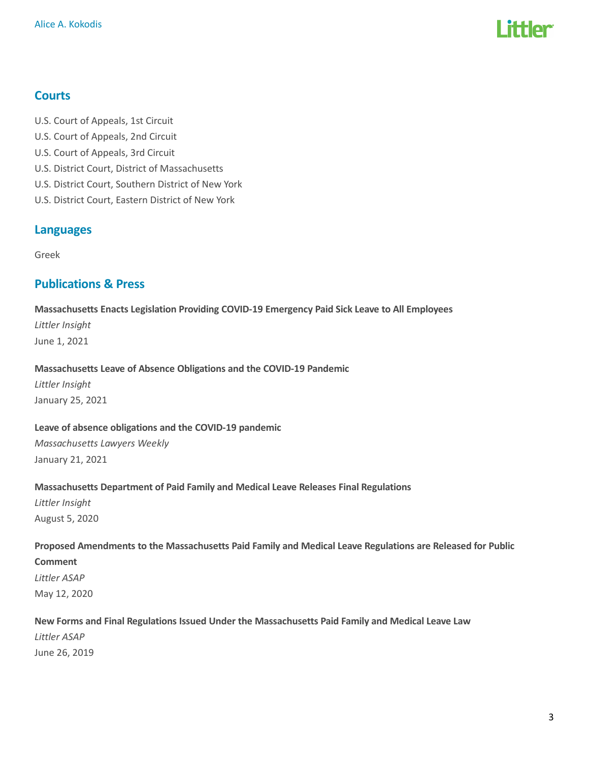## Courts

U.S. Court of Appeals, 1st Circuit
U.S. Court of Appeals, 2nd Circuit
U.S. Court of Appeals, 3rd Circuit
U.S. District Court, District of Massachusetts
U.S. District Court, Southern District of New York
U.S. District Court, Eastern District of New York

## Languages

Greek

## Publications & Press

**Massachusetts Enacts Legislation Providing COVID-19 Emergency Paid Sick Leave to All Employees**
*Littler Insight*
June 1, 2021

**Massachusetts Leave of Absence Obligations and the COVID-19 Pandemic**
*Littler Insight*
January 25, 2021

**Leave of absence obligations and the COVID-19 pandemic**
*Massachusetts Lawyers Weekly*
January 21, 2021

**Massachusetts Department of Paid Family and Medical Leave Releases Final Regulations**
*Littler Insight*
August 5, 2020

**Proposed Amendments to the Massachusetts Paid Family and Medical Leave Regulations are Released for Public Comment**
*Littler ASAP*
May 12, 2020

**New Forms and Final Regulations Issued Under the Massachusetts Paid Family and Medical Leave Law**
*Littler ASAP*
June 26, 2019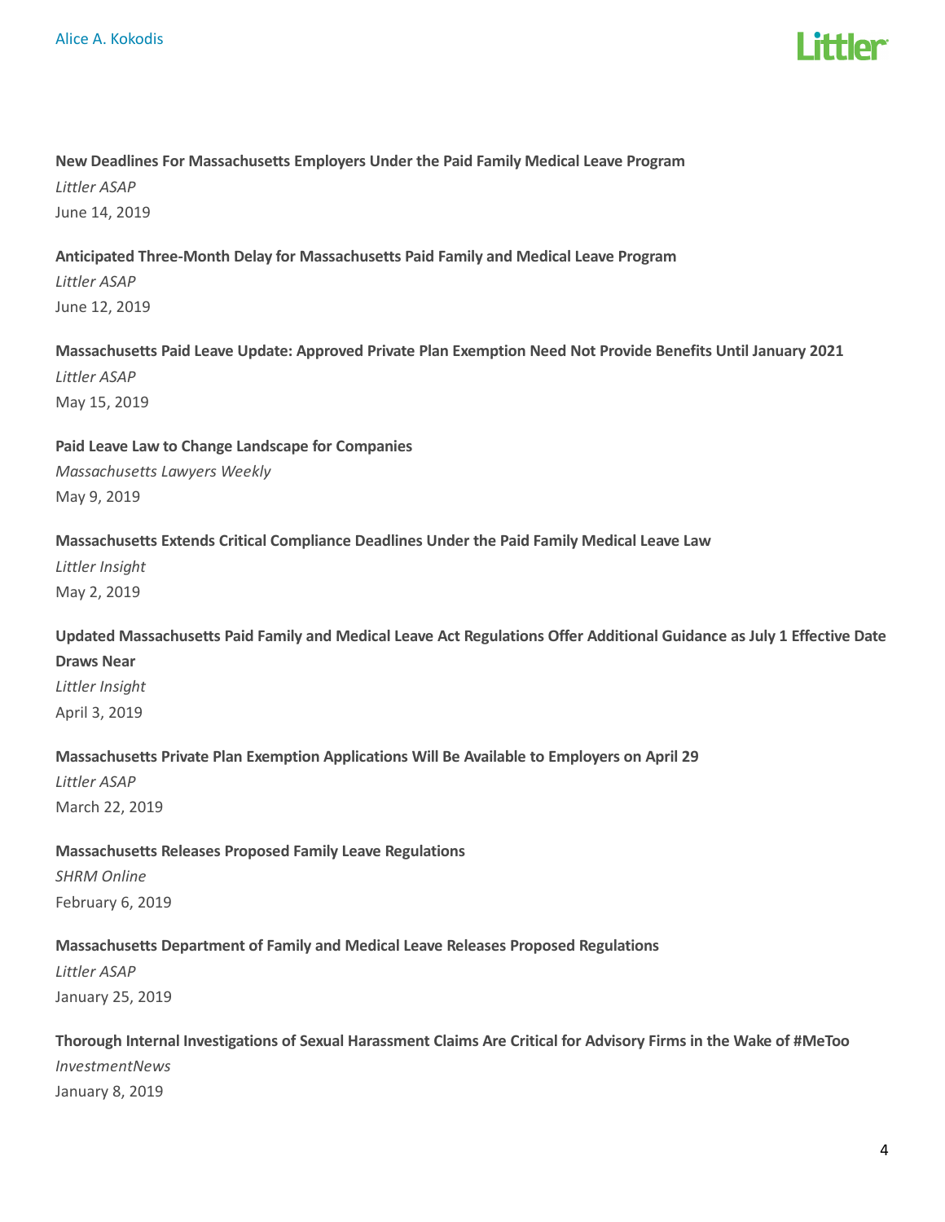**New Deadlines For Massachusetts Employers Under the Paid Family Medical Leave Program**
*Littler ASAP*
June 14, 2019

**Anticipated Three-Month Delay for Massachusetts Paid Family and Medical Leave Program**
*Littler ASAP*
June 12, 2019

**Massachusetts Paid Leave Update: Approved Private Plan Exemption Need Not Provide Benefits Until January 2021**
*Littler ASAP*
May 15, 2019

**Paid Leave Law to Change Landscape for Companies**
*Massachusetts Lawyers Weekly*
May 9, 2019

**Massachusetts Extends Critical Compliance Deadlines Under the Paid Family Medical Leave Law**
*Littler Insight*
May 2, 2019

**Updated Massachusetts Paid Family and Medical Leave Act Regulations Offer Additional Guidance as July 1 Effective Date Draws Near**
*Littler Insight*
April 3, 2019

**Massachusetts Private Plan Exemption Applications Will Be Available to Employers on April 29**
*Littler ASAP*
March 22, 2019

**Massachusetts Releases Proposed Family Leave Regulations**
*SHRM Online*
February 6, 2019

**Massachusetts Department of Family and Medical Leave Releases Proposed Regulations**
*Littler ASAP*
January 25, 2019

**Thorough Internal Investigations of Sexual Harassment Claims Are Critical for Advisory Firms in the Wake of #MeToo**
*InvestmentNews*
January 8, 2019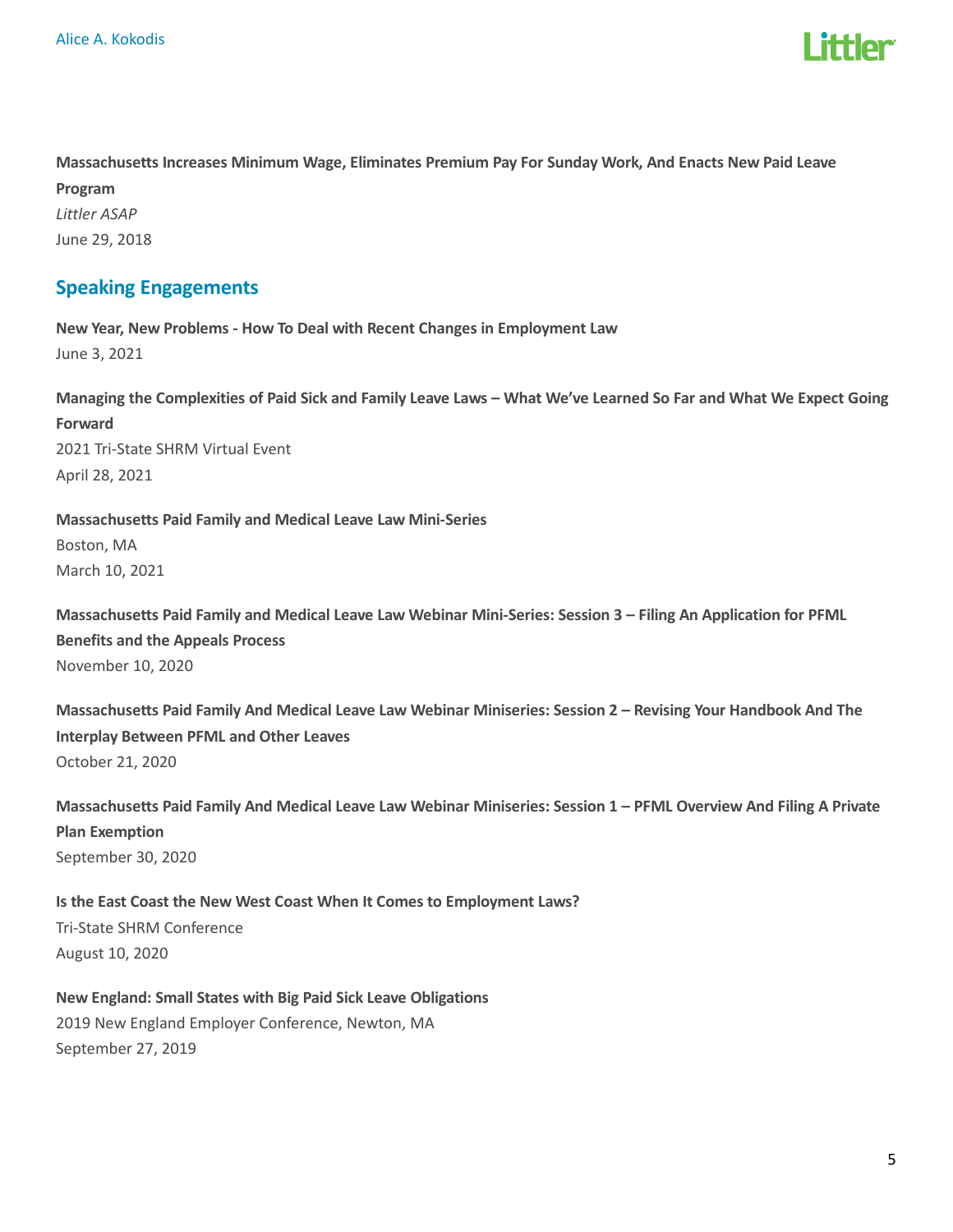**Massachusetts Increases Minimum Wage, Eliminates Premium Pay For Sunday Work, And Enacts New Paid Leave Program**
*Littler ASAP*
June 29, 2018

## Speaking Engagements

**New Year, New Problems - How To Deal with Recent Changes in Employment Law**
June 3, 2021

**Managing the Complexities of Paid Sick and Family Leave Laws – What We've Learned So Far and What We Expect Going Forward**
2021 Tri-State SHRM Virtual Event
April 28, 2021

**Massachusetts Paid Family and Medical Leave Law Mini-Series**
Boston, MA
March 10, 2021

**Massachusetts Paid Family and Medical Leave Law Webinar Mini-Series: Session 3 – Filing An Application for PFML Benefits and the Appeals Process**
November 10, 2020

**Massachusetts Paid Family And Medical Leave Law Webinar Miniseries: Session 2 – Revising Your Handbook And The Interplay Between PFML and Other Leaves**
October 21, 2020

**Massachusetts Paid Family And Medical Leave Law Webinar Miniseries: Session 1 – PFML Overview And Filing A Private Plan Exemption**
September 30, 2020

**Is the East Coast the New West Coast When It Comes to Employment Laws?**
Tri-State SHRM Conference
August 10, 2020

**New England: Small States with Big Paid Sick Leave Obligations**
2019 New England Employer Conference, Newton, MA
September 27, 2019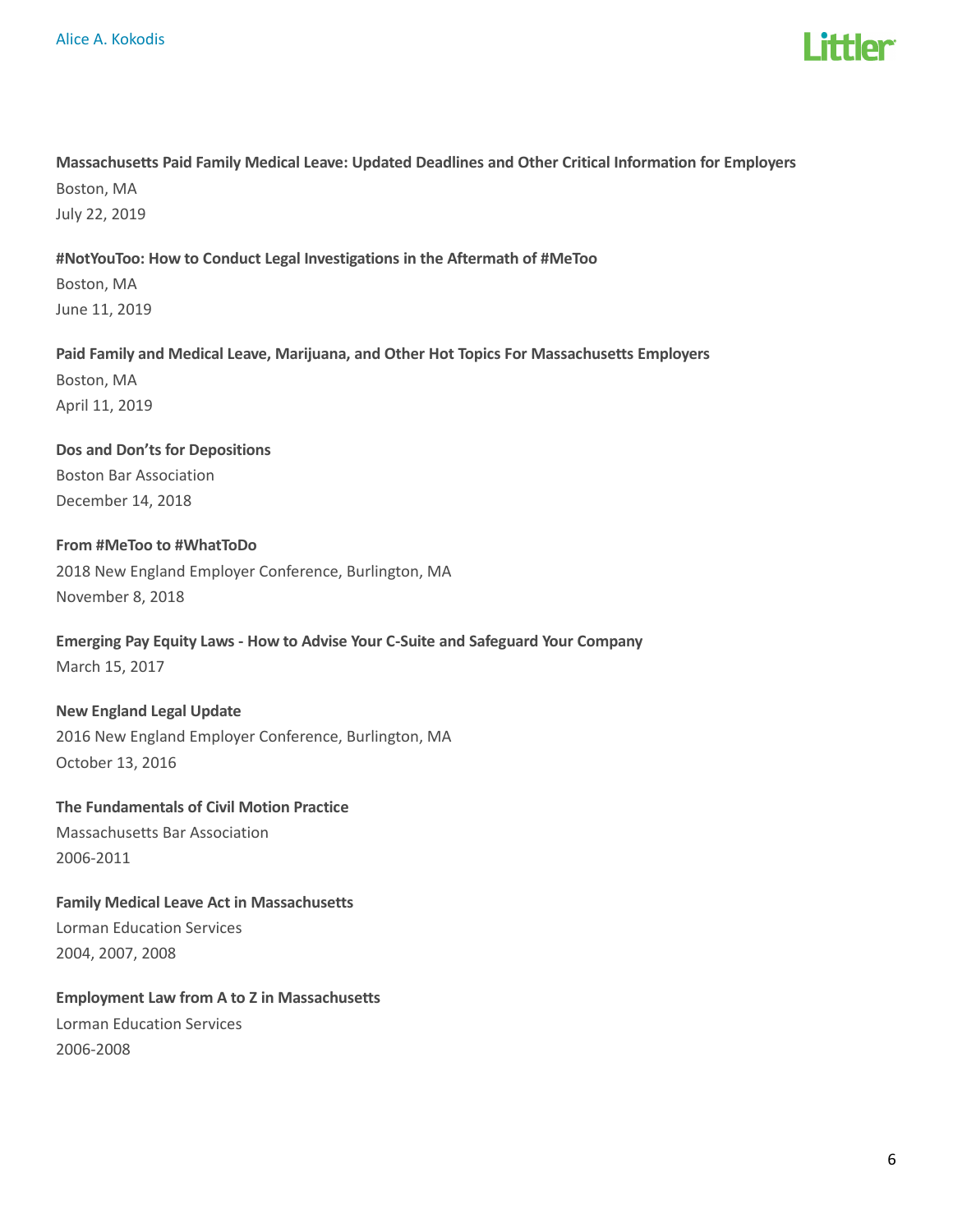**Massachusetts Paid Family Medical Leave: Updated Deadlines and Other Critical Information for Employers**
Boston, MA
July 22, 2019

**#NotYouToo: How to Conduct Legal Investigations in the Aftermath of #MeToo**
Boston, MA
June 11, 2019

**Paid Family and Medical Leave, Marijuana, and Other Hot Topics For Massachusetts Employers**
Boston, MA
April 11, 2019

**Dos and Don'ts for Depositions**
Boston Bar Association
December 14, 2018

**From #MeToo to #WhatToDo**
2018 New England Employer Conference, Burlington, MA
November 8, 2018

**Emerging Pay Equity Laws - How to Advise Your C-Suite and Safeguard Your Company**
March 15, 2017

**New England Legal Update**
2016 New England Employer Conference, Burlington, MA
October 13, 2016

**The Fundamentals of Civil Motion Practice**
Massachusetts Bar Association
2006-2011

**Family Medical Leave Act in Massachusetts**
Lorman Education Services
2004, 2007, 2008

**Employment Law from A to Z in Massachusetts**
Lorman Education Services
2006-2008